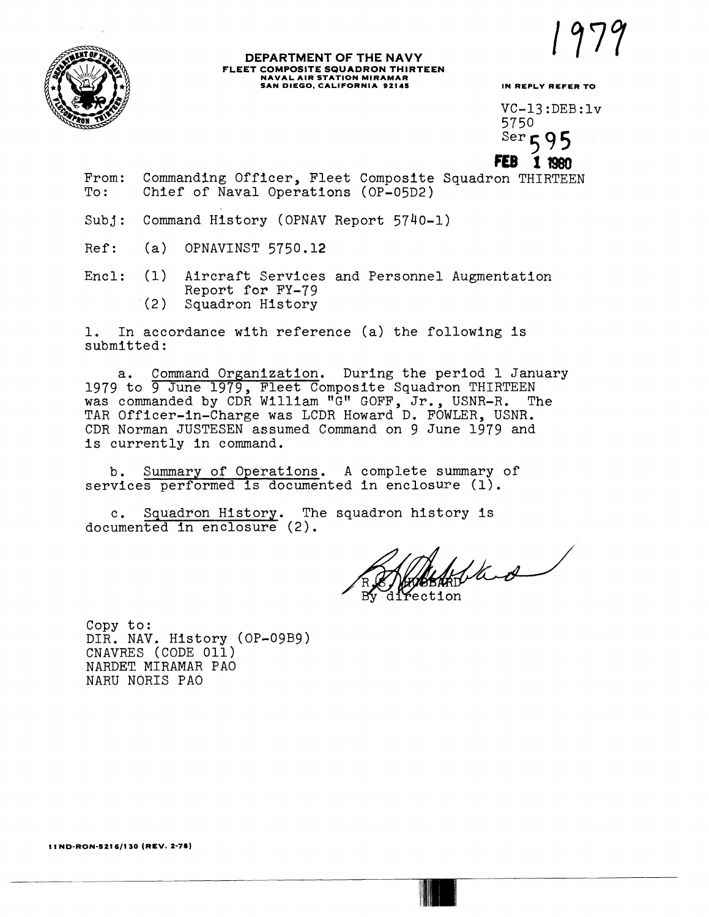1979

**DEPARTMENT OF THE NAVY**
**FLEET COMPOSITE SQUADRON THIRTEEN**
**NAVAL AIR STATION MIRAMAR**
**SAN DIEGO, CALIFORNIA 92145**

IN REPLY REFER TO

VC-13:DEB:lv
5750
Ser 595
FEB 1 1980

From: Commanding Officer, Fleet Composite Squadron THIRTEEN
To: Chief of Naval Operations (OP-05D2)

Subj: Command History (OPNAV Report 5740-1)

Ref: (a) OPNAVINST 5750.12

Encl: (1) Aircraft Services and Personnel Augmentation Report for FY-79
(2) Squadron History

1. In accordance with reference (a) the following is submitted:

a. Command Organization. During the period 1 January 1979 to 9 June 1979, Fleet Composite Squadron THIRTEEN was commanded by CDR William "G" GOFF, Jr., USNR-R. The TAR Officer-in-Charge was LCDR Howard D. FOWLER, USNR. CDR Norman JUSTESEN assumed Command on 9 June 1979 and is currently in command.

b. Summary of Operations. A complete summary of services performed is documented in enclosure (1).

c. Squadron History. The squadron history is documented in enclosure (2).

R. S. HUBBARD
By direction

Copy to:
DIR. NAV. History (OP-09B9)
CNAVRES (CODE 011)
NARDET MIRAMAR PAO
NARU NORIS PAO

11ND-RON-5216/130 (REV. 2-78)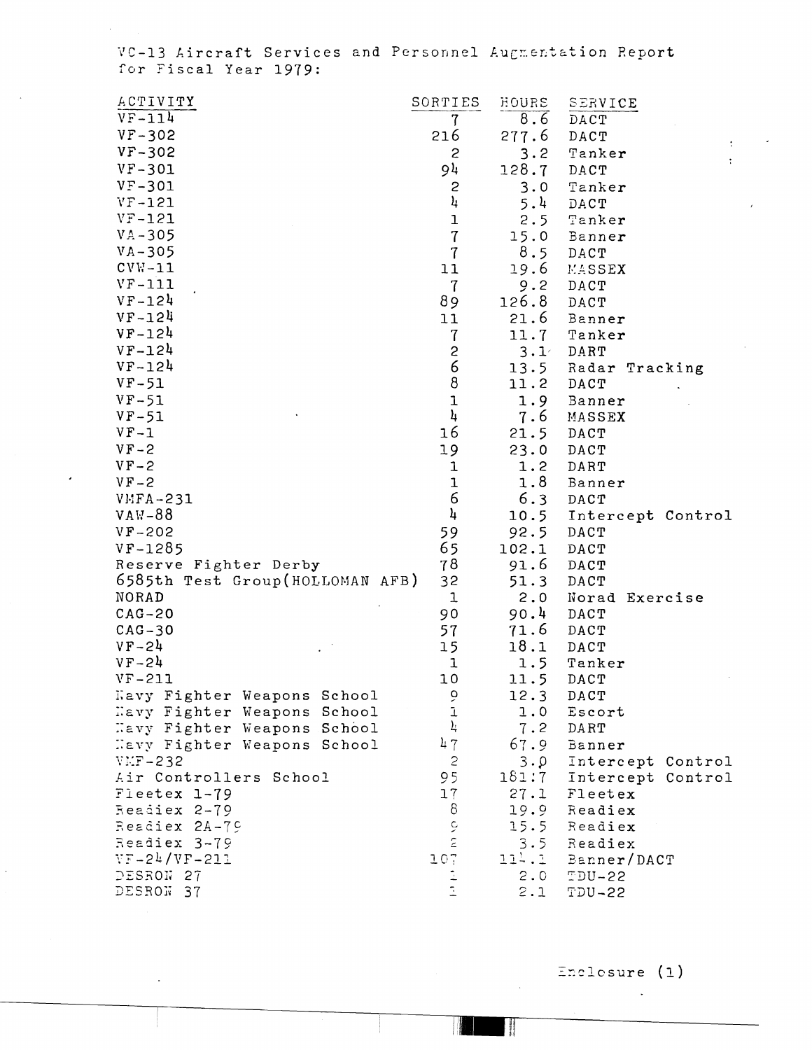VC-13 Aircraft Services and Personnel Augmentation Report for Fiscal Year 1979:

| ACTIVITY | SORTIES | HOURS | SERVICE |
|---|---|---|---|
| VF-114 | 7 | 8.6 | DACT |
| VF-302 | 216 | 277.6 | DACT |
| VF-302 | 2 | 3.2 | Tanker |
| VF-301 | 94 | 128.7 | DACT |
| VF-301 | 2 | 3.0 | Tanker |
| VF-121 | 4 | 5.4 | DACT |
| VF-121 | 1 | 2.5 | Tanker |
| VA-305 | 7 | 15.0 | Banner |
| VA-305 | 7 | 8.5 | DACT |
| CVW-11 | 11 | 19.6 | MASSEX |
| VF-111 | 7 | 9.2 | DACT |
| VF-124 | 89 | 126.8 | DACT |
| VF-124 | 11 | 21.6 | Banner |
| VF-124 | 7 | 11.7 | Tanker |
| VF-124 | 2 | 3.1 | DART |
| VF-124 | 6 | 13.5 | Radar Tracking |
| VF-51 | 8 | 11.2 | DACT |
| VF-51 | 1 | 1.9 | Banner |
| VF-51 | 4 | 7.6 | MASSEX |
| VF-1 | 16 | 21.5 | DACT |
| VF-2 | 19 | 23.0 | DACT |
| VF-2 | 1 | 1.2 | DART |
| VF-2 | 1 | 1.8 | Banner |
| VMFA-231 | 6 | 6.3 | DACT |
| VAW-88 | 4 | 10.5 | Intercept Control |
| VF-202 | 59 | 92.5 | DACT |
| VF-1285 | 65 | 102.1 | DACT |
| Reserve Fighter Derby | 78 | 91.6 | DACT |
| 6585th Test Group(HOLLOMAN AFB) | 32 | 51.3 | DACT |
| NORAD | 1 | 2.0 | Norad Exercise |
| CAG-20 | 90 | 90.4 | DACT |
| CAG-30 | 57 | 71.6 | DACT |
| VF-24 | 15 | 18.1 | DACT |
| VF-24 | 1 | 1.5 | Tanker |
| VF-211 | 10 | 11.5 | DACT |
| Navy Fighter Weapons School | 9 | 12.3 | DACT |
| Navy Fighter Weapons School | 1 | 1.0 | Escort |
| Navy Fighter Weapons School | 4 | 7.2 | DART |
| Navy Fighter Weapons School | 47 | 67.9 | Banner |
| VMF-232 | 2 | 3.0 | Intercept Control |
| Air Controllers School | 95 | 181.7 | Intercept Control |
| Fleetex 1-79 | 17 | 27.1 | Fleetex |
| Readiex 2-79 | 8 | 19.9 | Readiex |
| Readiex 2A-79 | 9 | 15.5 | Readiex |
| Readiex 3-79 | 2 | 3.5 | Readiex |
| VF-24/VF-211 | 107 | 114.1 | Banner/DACT |
| DESRON 27 | 1 | 2.0 | TDU-22 |
| DESRON 37 | 1 | 2.1 | TDU-22 |

Enclosure (1)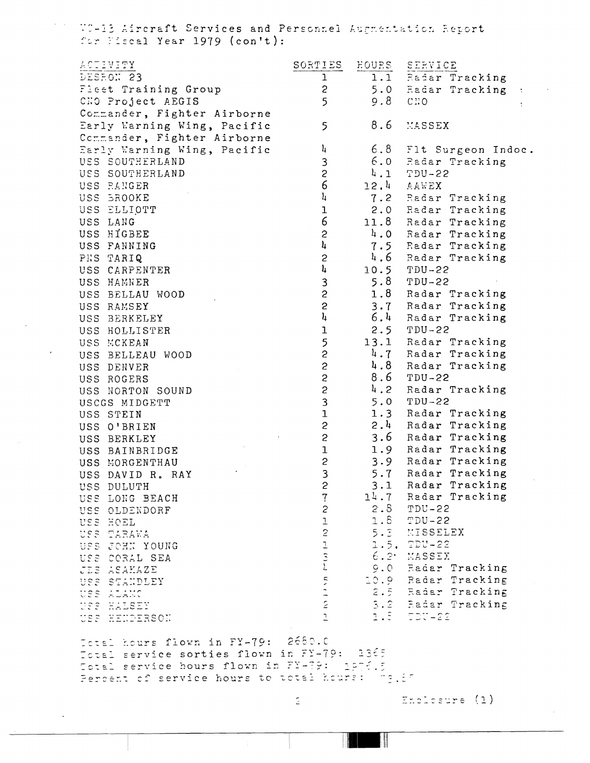VC-13 Aircraft Services and Personnel Augmentation Report for Fiscal Year 1979 (con't):

| ACTIVITY | SORTIES | HOURS | SERVICE |
|---|---|---|---|
| DESRON 23 | 1 | 1.1 | Radar Tracking |
| Fleet Training Group | 2 | 5.0 | Radar Tracking |
| CNO Project AEGIS | 5 | 9.8 | CNO |
| Commander, Fighter Airborne Early Warning Wing, Pacific | 5 | 8.6 | MASSEX |
| Commander, Fighter Airborne Early Warning Wing, Pacific | 4 | 6.8 | Flt Surgeon Indoc. |
| USS SOUTHERLAND | 3 | 6.0 | Radar Tracking |
| USS SOUTHERLAND | 2 | 4.1 | TDU-22 |
| USS RANGER | 6 | 12.4 | AAWEX |
| USS BROOKE | 4 | 7.2 | Radar Tracking |
| USS ELLIOTT | 1 | 2.0 | Radar Tracking |
| USS LANG | 6 | 11.8 | Radar Tracking |
| USS HIGBEE | 2 | 4.0 | Radar Tracking |
| USS FANNING | 4 | 7.5 | Radar Tracking |
| PNS TARIQ | 2 | 4.6 | Radar Tracking |
| USS CARPENTER | 4 | 10.5 | TDU-22 |
| USS HAMNER | 3 | 5.8 | TDU-22 |
| USS BELLAU WOOD | 2 | 1.8 | Radar Tracking |
| USS RAMSEY | 2 | 3.7 | Radar Tracking |
| USS BERKELEY | 4 | 6.4 | Radar Tracking |
| USS HOLLISTER | 1 | 2.5 | TDU-22 |
| USS MCKEAN | 5 | 13.1 | Radar Tracking |
| USS BELLEAU WOOD | 2 | 4.7 | Radar Tracking |
| USS DENVER | 2 | 4.8 | Radar Tracking |
| USS ROGERS | 2 | 8.6 | TDU-22 |
| USS NORTON SOUND | 2 | 4.2 | Radar Tracking |
| USCGS MIDGETT | 3 | 5.0 | TDU-22 |
| USS STEIN | 1 | 1.3 | Radar Tracking |
| USS O'BRIEN | 2 | 2.4 | Radar Tracking |
| USS BERKLEY | 2 | 3.6 | Radar Tracking |
| USS BAINBRIDGE | 1 | 1.9 | Radar Tracking |
| USS MORGENTHAU | 2 | 3.9 | Radar Tracking |
| USS DAVID R. RAY | 3 | 5.7 | Radar Tracking |
| USS DULUTH | 2 | 3.1 | Radar Tracking |
| USS LONG BEACH | 7 | 14.7 | Radar Tracking |
| USS OLDENDORF | 2 | 2.8 | TDU-22 |
| USS HOEL | 1 | 1.8 | TDU-22 |
| USS TARAWA | 2 | 5.3 | MISSELEX |
| USS JOHN YOUNG | 1 | 1.5 | TDU-22 |
| USS CORAL SEA | 3 | 6.2 | MASSEX |
| JDS ASAKAZE | 4 | 9.0 | Radar Tracking |
| USS STANDLEY | 5 | 10.9 | Radar Tracking |
| USS ALAMO | 1 | 2.5 | Radar Tracking |
| USS HALSEY | 2 | 3.2 | Radar Tracking |
| USS HENDERSON | 1 | 1.8 | TDU-22 |

Total hours flown in FY-79: 2680.0
Total service sorties flown in FY-79: 1365
Total service hours flown in FY-79: 1976.5
Percent of service hours to total hours: 73.8%

Enclosure (1)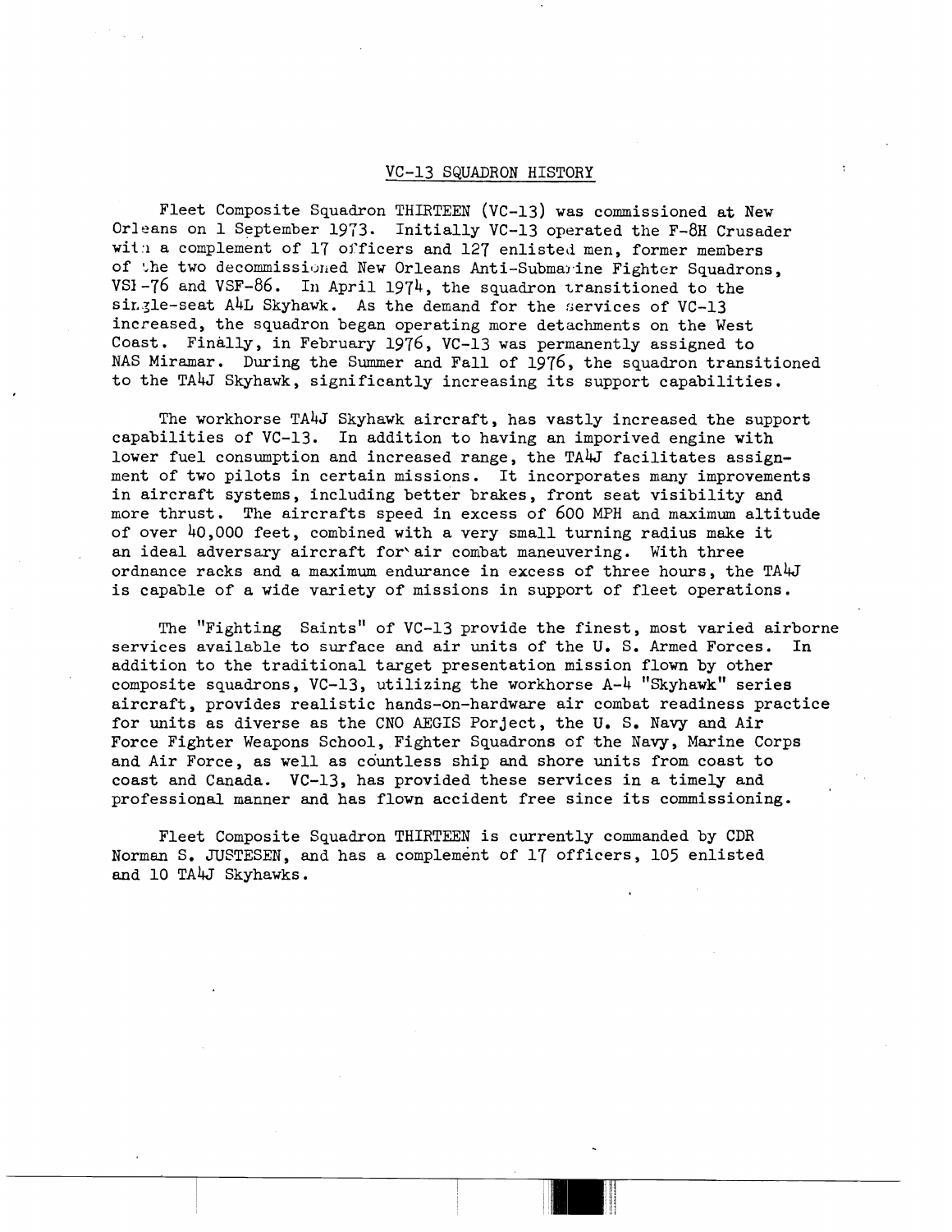## VC-13 SQUADRON HISTORY

Fleet Composite Squadron THIRTEEN (VC-13) was commissioned at New Orleans on 1 September 1973. Initially VC-13 operated the F-8H Crusader with a complement of 17 officers and 127 enlisted men, former members of the two decommissioned New Orleans Anti-Submarine Fighter Squadrons, VSF-76 and VSF-86. In April 1974, the squadron transitioned to the single-seat A4L Skyhawk. As the demand for the services of VC-13 increased, the squadron began operating more detachments on the West Coast. Finally, in February 1976, VC-13 was permanently assigned to NAS Miramar. During the Summer and Fall of 1976, the squadron transitioned to the TA4J Skyhawk, significantly increasing its support capabilities.

The workhorse TA4J Skyhawk aircraft, has vastly increased the support capabilities of VC-13. In addition to having an imporived engine with lower fuel consumption and increased range, the TA4J facilitates assignment of two pilots in certain missions. It incorporates many improvements in aircraft systems, including better brakes, front seat visibility and more thrust. The aircrafts speed in excess of 600 MPH and maximum altitude of over 40,000 feet, combined with a very small turning radius make it an ideal adversary aircraft for air combat maneuvering. With three ordnance racks and a maximum endurance in excess of three hours, the TA4J is capable of a wide variety of missions in support of fleet operations.

The "Fighting Saints" of VC-13 provide the finest, most varied airborne services available to surface and air units of the U. S. Armed Forces. In addition to the traditional target presentation mission flown by other composite squadrons, VC-13, utilizing the workhorse A-4 "Skyhawk" series aircraft, provides realistic hands-on-hardware air combat readiness practice for units as diverse as the CNO AEGIS Porject, the U. S. Navy and Air Force Fighter Weapons School, Fighter Squadrons of the Navy, Marine Corps and Air Force, as well as countless ship and shore units from coast to coast and Canada. VC-13, has provided these services in a timely and professional manner and has flown accident free since its commissioning.

Fleet Composite Squadron THIRTEEN is currently commanded by CDR Norman S. JUSTESEN, and has a complement of 17 officers, 105 enlisted and 10 TA4J Skyhawks.